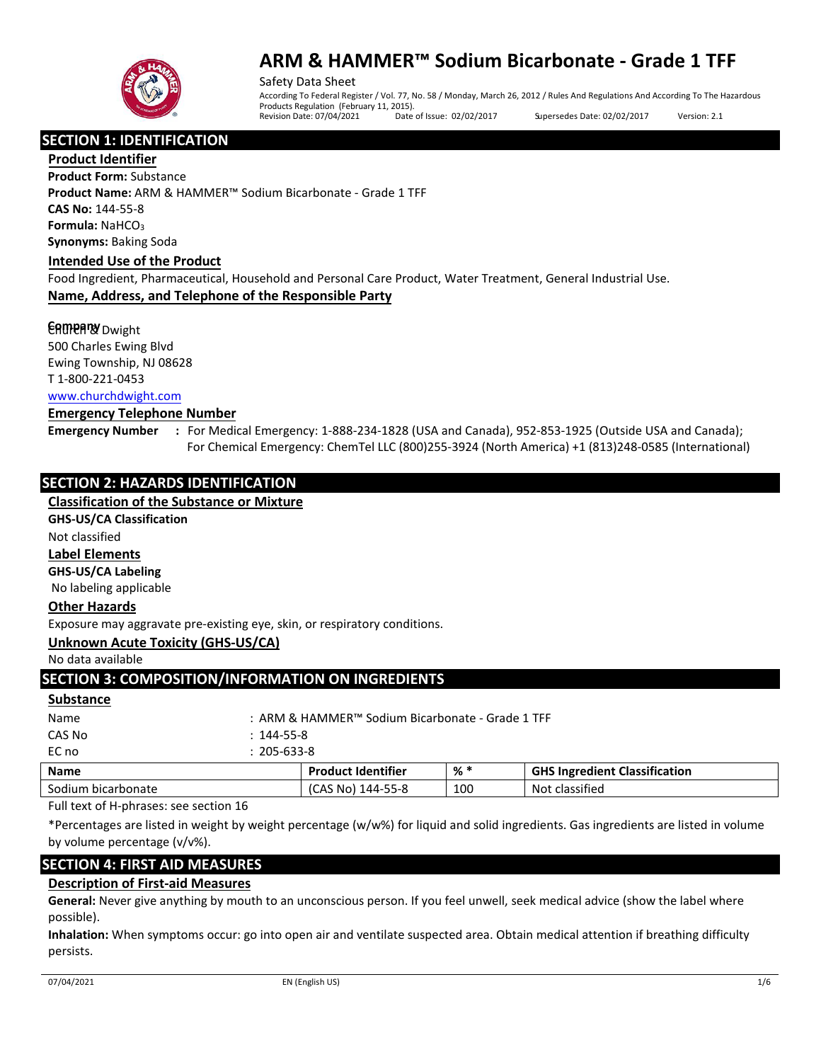# ARM & HAMMER™ Sodium Bicarbonate - Grade 1 TFF

Safety Data Sheet

According To Federal Register / Vol. 77, No. 58 / Monday, March 26, 2012 / Rules And Regulations And According To The Hazardous Products Regulation (February 11, 2015).

Revision Date: 07/04/2021 Date of Issue: 02/02/2017 Supersedes Date: 02/02/2017 Version: 2.1

## SECTION 1: IDENTIFICATION

### Product Identifier

**Product Form:** Substance

**Product Name:** ARM & HAMMER™ Sodium Bicarbonate - Grade 1 TFF

**CAS No:** 144-55-8

**Formula:** $NaHCO_3$

**Synonyms:** Baking Soda

### Intended Use of the Product

Food Ingredient, Pharmaceutical, Household and Personal Care Product, Water Treatment, General Industrial Use.

### Name, Address, and Telephone of the Responsible Party

**Company**

Church & Dwight
500 Charles Ewing Blvd
Ewing Township, NJ 08628
T 1-800-221-0453
www.churchdwight.com

### Emergency Telephone Number

**Emergency Number :** For Medical Emergency: 1-888-234-1828 (USA and Canada), 952-853-1925 (Outside USA and Canada); For Chemical Emergency: ChemTel LLC (800)255-3924 (North America) +1 (813)248-0585 (International)

## SECTION 2: HAZARDS IDENTIFICATION

### Classification of the Substance or Mixture

**GHS-US/CA Classification**

Not classified

### Label Elements

**GHS-US/CA Labeling**

No labeling applicable

### Other Hazards

Exposure may aggravate pre-existing eye, skin, or respiratory conditions.

### Unknown Acute Toxicity (GHS-US/CA)

No data available

## SECTION 3: COMPOSITION/INFORMATION ON INGREDIENTS

### Substance

Name : ARM & HAMMER™ Sodium Bicarbonate - Grade 1 TFF

CAS No : 144-55-8

EC no : 205-633-8

| Name | Product Identifier | % * | GHS Ingredient Classification |
|---|---|---|---|
| Sodium bicarbonate | (CAS No) 144-55-8 | 100 | Not classified |

Full text of H-phrases: see section 16

*Percentages are listed in weight by weight percentage (w/w%) for liquid and solid ingredients. Gas ingredients are listed in volume by volume percentage (v/v%).

## SECTION 4: FIRST AID MEASURES

### Description of First-aid Measures

**General:** Never give anything by mouth to an unconscious person. If you feel unwell, seek medical advice (show the label where possible).

**Inhalation:** When symptoms occur: go into open air and ventilate suspected area. Obtain medical attention if breathing difficulty persists.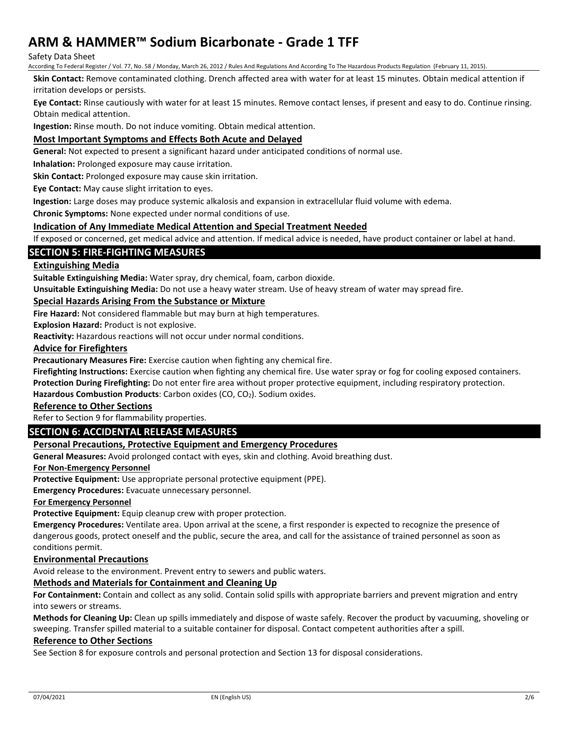**Skin Contact:** Remove contaminated clothing. Drench affected area with water for at least 15 minutes. Obtain medical attention if irritation develops or persists.

**Eye Contact:** Rinse cautiously with water for at least 15 minutes. Remove contact lenses, if present and easy to do. Continue rinsing. Obtain medical attention.

**Ingestion:** Rinse mouth. Do not induce vomiting. Obtain medical attention.

### Most Important Symptoms and Effects Both Acute and Delayed

**General:** Not expected to present a significant hazard under anticipated conditions of normal use.

**Inhalation:** Prolonged exposure may cause irritation.

**Skin Contact:** Prolonged exposure may cause skin irritation.

**Eye Contact:** May cause slight irritation to eyes.

**Ingestion:** Large doses may produce systemic alkalosis and expansion in extracellular fluid volume with edema.

**Chronic Symptoms:** None expected under normal conditions of use.

### Indication of Any Immediate Medical Attention and Special Treatment Needed

If exposed or concerned, get medical advice and attention. If medical advice is needed, have product container or label at hand.

## SECTION 5: FIRE-FIGHTING MEASURES

### Extinguishing Media

**Suitable Extinguishing Media:** Water spray, dry chemical, foam, carbon dioxide.

**Unsuitable Extinguishing Media:** Do not use a heavy water stream. Use of heavy stream of water may spread fire.

### Special Hazards Arising From the Substance or Mixture

**Fire Hazard:** Not considered flammable but may burn at high temperatures.

**Explosion Hazard:** Product is not explosive.

**Reactivity:** Hazardous reactions will not occur under normal conditions.

### Advice for Firefighters

**Precautionary Measures Fire:** Exercise caution when fighting any chemical fire.

**Firefighting Instructions:** Exercise caution when fighting any chemical fire. Use water spray or fog for cooling exposed containers.

**Protection During Firefighting:** Do not enter fire area without proper protective equipment, including respiratory protection.

**Hazardous Combustion Products**: Carbon oxides (CO, $CO_2$). Sodium oxides.

### Reference to Other Sections

Refer to Section 9 for flammability properties.

## SECTION 6: ACCIDENTAL RELEASE MEASURES

### Personal Precautions, Protective Equipment and Emergency Procedures

**General Measures:** Avoid prolonged contact with eyes, skin and clothing. Avoid breathing dust.

**For Non-Emergency Personnel**

**Protective Equipment:** Use appropriate personal protective equipment (PPE).

**Emergency Procedures:** Evacuate unnecessary personnel.

**For Emergency Personnel**

**Protective Equipment:** Equip cleanup crew with proper protection.

**Emergency Procedures:** Ventilate area. Upon arrival at the scene, a first responder is expected to recognize the presence of dangerous goods, protect oneself and the public, secure the area, and call for the assistance of trained personnel as soon as conditions permit.

### Environmental Precautions

Avoid release to the environment. Prevent entry to sewers and public waters.

### Methods and Materials for Containment and Cleaning Up

**For Containment:** Contain and collect as any solid. Contain solid spills with appropriate barriers and prevent migration and entry into sewers or streams.

**Methods for Cleaning Up:** Clean up spills immediately and dispose of waste safely. Recover the product by vacuuming, shoveling or sweeping. Transfer spilled material to a suitable container for disposal. Contact competent authorities after a spill.

### Reference to Other Sections

See Section 8 for exposure controls and personal protection and Section 13 for disposal considerations.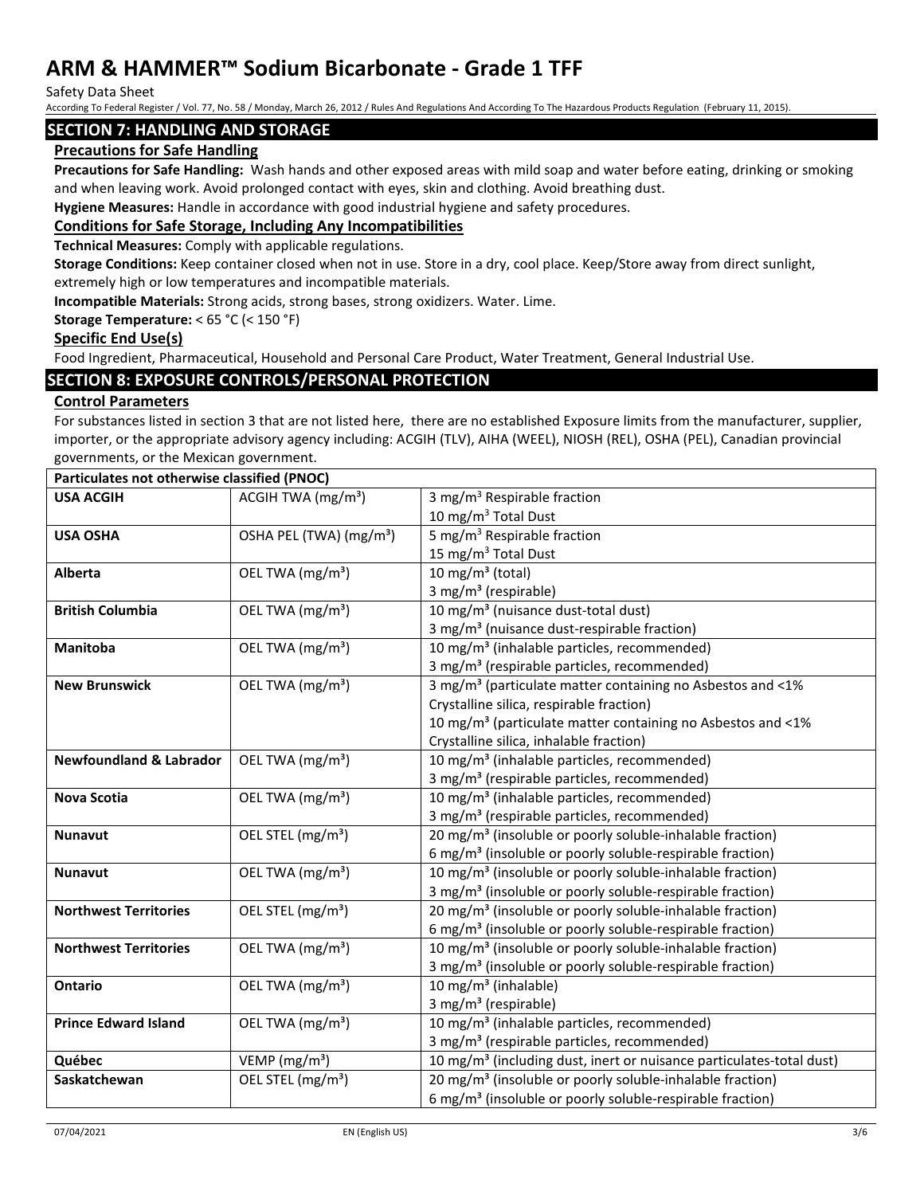## SECTION 7: HANDLING AND STORAGE

### Precautions for Safe Handling

**Precautions for Safe Handling:** Wash hands and other exposed areas with mild soap and water before eating, drinking or smoking and when leaving work. Avoid prolonged contact with eyes, skin and clothing. Avoid breathing dust.

**Hygiene Measures:** Handle in accordance with good industrial hygiene and safety procedures.

### Conditions for Safe Storage, Including Any Incompatibilities

**Technical Measures:** Comply with applicable regulations.

**Storage Conditions:** Keep container closed when not in use. Store in a dry, cool place. Keep/Store away from direct sunlight, extremely high or low temperatures and incompatible materials.

**Incompatible Materials:** Strong acids, strong bases, strong oxidizers. Water. Lime.

**Storage Temperature:** < 65 °C (< 150 °F)

### Specific End Use(s)

Food Ingredient, Pharmaceutical, Household and Personal Care Product, Water Treatment, General Industrial Use.

## SECTION 8: EXPOSURE CONTROLS/PERSONAL PROTECTION

### Control Parameters

For substances listed in section 3 that are not listed here, there are no established Exposure limits from the manufacturer, supplier, importer, or the appropriate advisory agency including: ACGIH (TLV), AIHA (WEEL), NIOSH (REL), OSHA (PEL), Canadian provincial governments, or the Mexican government.

| **Particulates not otherwise classified (PNOC)** | | |
|---|---|---|
| **USA ACGIH** | ACGIH TWA (mg/m³) | 3 mg/m³ Respirable fraction<br>10 mg/m³ Total Dust |
| **USA OSHA** | OSHA PEL (TWA) (mg/m³) | 5 mg/m³ Respirable fraction<br>15 mg/m³ Total Dust |
| **Alberta** | OEL TWA (mg/m³) | 10 mg/m³ (total)<br>3 mg/m³ (respirable) |
| **British Columbia** | OEL TWA (mg/m³) | 10 mg/m³ (nuisance dust-total dust)<br>3 mg/m³ (nuisance dust-respirable fraction) |
| **Manitoba** | OEL TWA (mg/m³) | 10 mg/m³ (inhalable particles, recommended)<br>3 mg/m³ (respirable particles, recommended) |
| **New Brunswick** | OEL TWA (mg/m³) | 3 mg/m³ (particulate matter containing no Asbestos and <1% Crystalline silica, respirable fraction)<br>10 mg/m³ (particulate matter containing no Asbestos and <1% Crystalline silica, inhalable fraction) |
| **Newfoundland & Labrador** | OEL TWA (mg/m³) | 10 mg/m³ (inhalable particles, recommended)<br>3 mg/m³ (respirable particles, recommended) |
| **Nova Scotia** | OEL TWA (mg/m³) | 10 mg/m³ (inhalable particles, recommended)<br>3 mg/m³ (respirable particles, recommended) |
| **Nunavut** | OEL STEL (mg/m³) | 20 mg/m³ (insoluble or poorly soluble-inhalable fraction)<br>6 mg/m³ (insoluble or poorly soluble-respirable fraction) |
| **Nunavut** | OEL TWA (mg/m³) | 10 mg/m³ (insoluble or poorly soluble-inhalable fraction)<br>3 mg/m³ (insoluble or poorly soluble-respirable fraction) |
| **Northwest Territories** | OEL STEL (mg/m³) | 20 mg/m³ (insoluble or poorly soluble-inhalable fraction)<br>6 mg/m³ (insoluble or poorly soluble-respirable fraction) |
| **Northwest Territories** | OEL TWA (mg/m³) | 10 mg/m³ (insoluble or poorly soluble-inhalable fraction)<br>3 mg/m³ (insoluble or poorly soluble-respirable fraction) |
| **Ontario** | OEL TWA (mg/m³) | 10 mg/m³ (inhalable)<br>3 mg/m³ (respirable) |
| **Prince Edward Island** | OEL TWA (mg/m³) | 10 mg/m³ (inhalable particles, recommended)<br>3 mg/m³ (respirable particles, recommended) |
| **Québec** | VEMP (mg/m³) | 10 mg/m³ (including dust, inert or nuisance particulates-total dust) |
| **Saskatchewan** | OEL STEL (mg/m³) | 20 mg/m³ (insoluble or poorly soluble-inhalable fraction)<br>6 mg/m³ (insoluble or poorly soluble-respirable fraction) |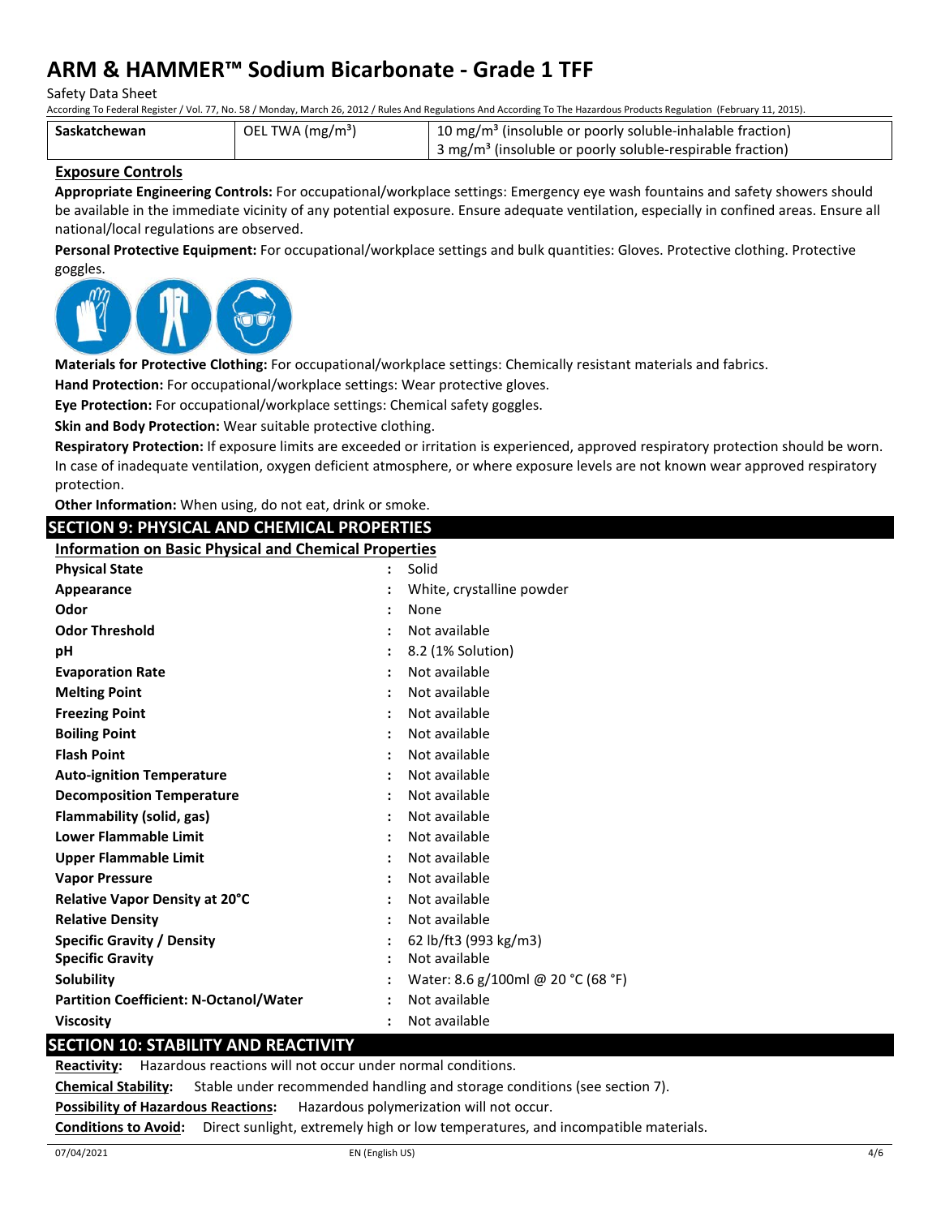| Saskatchewan | OEL TWA ($mg/m^3$) | 10 $mg/m^3$ (insoluble or poorly soluble-inhalable fraction)<br>3 $mg/m^3$ (insoluble or poorly soluble-respirable fraction) |
|---|---|---|

### Exposure Controls

**Appropriate Engineering Controls:** For occupational/workplace settings: Emergency eye wash fountains and safety showers should be available in the immediate vicinity of any potential exposure. Ensure adequate ventilation, especially in confined areas. Ensure all national/local regulations are observed.

**Personal Protective Equipment:** For occupational/workplace settings and bulk quantities: Gloves. Protective clothing. Protective goggles.

**Materials for Protective Clothing:** For occupational/workplace settings: Chemically resistant materials and fabrics.

**Hand Protection:** For occupational/workplace settings: Wear protective gloves.

**Eye Protection:** For occupational/workplace settings: Chemical safety goggles.

**Skin and Body Protection:** Wear suitable protective clothing.

**Respiratory Protection:** If exposure limits are exceeded or irritation is experienced, approved respiratory protection should be worn. In case of inadequate ventilation, oxygen deficient atmosphere, or where exposure levels are not known wear approved respiratory protection.

**Other Information:** When using, do not eat, drink or smoke.

## SECTION 9: PHYSICAL AND CHEMICAL PROPERTIES

### Information on Basic Physical and Chemical Properties

| Property | Value |
|---|---|
| **Physical State** | Solid |
| **Appearance** | White, crystalline powder |
| **Odor** | None |
| **Odor Threshold** | Not available |
| **pH** | 8.2 (1% Solution) |
| **Evaporation Rate** | Not available |
| **Melting Point** | Not available |
| **Freezing Point** | Not available |
| **Boiling Point** | Not available |
| **Flash Point** | Not available |
| **Auto-ignition Temperature** | Not available |
| **Decomposition Temperature** | Not available |
| **Flammability (solid, gas)** | Not available |
| **Lower Flammable Limit** | Not available |
| **Upper Flammable Limit** | Not available |
| **Vapor Pressure** | Not available |
| **Relative Vapor Density at 20°C** | Not available |
| **Relative Density** | Not available |
| **Specific Gravity / Density** | 62 lb/ft3 (993 kg/m3) |
| **Specific Gravity** | Not available |
| **Solubility** | Water: 8.6 g/100ml @ 20 °C (68 °F) |
| **Partition Coefficient: N-Octanol/Water** | Not available |
| **Viscosity** | Not available |

## SECTION 10: STABILITY AND REACTIVITY

**Reactivity:** Hazardous reactions will not occur under normal conditions.

**Chemical Stability:** Stable under recommended handling and storage conditions (see section 7).

**Possibility of Hazardous Reactions:** Hazardous polymerization will not occur.

**Conditions to Avoid:** Direct sunlight, extremely high or low temperatures, and incompatible materials.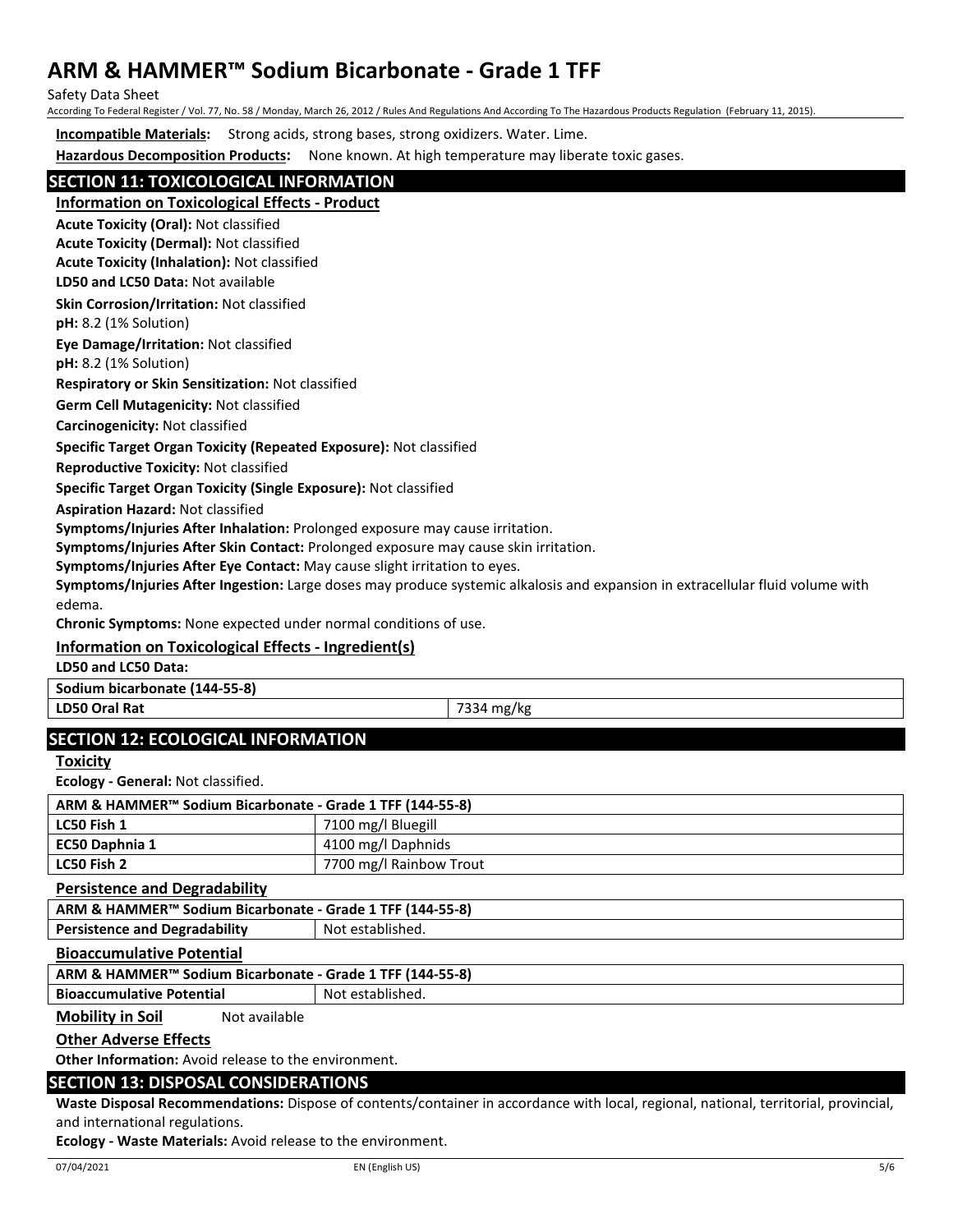**Incompatible Materials:** Strong acids, strong bases, strong oxidizers. Water. Lime.

**Hazardous Decomposition Products:** None known. At high temperature may liberate toxic gases.

## SECTION 11: TOXICOLOGICAL INFORMATION

### Information on Toxicological Effects - Product

**Acute Toxicity (Oral):** Not classified

**Acute Toxicity (Dermal):** Not classified

**Acute Toxicity (Inhalation):** Not classified

**LD50 and LC50 Data:** Not available

**Skin Corrosion/Irritation:** Not classified

**pH:** 8.2 (1% Solution)

**Eye Damage/Irritation:** Not classified

**pH:** 8.2 (1% Solution)

**Respiratory or Skin Sensitization:** Not classified

**Germ Cell Mutagenicity:** Not classified

**Carcinogenicity:** Not classified

**Specific Target Organ Toxicity (Repeated Exposure):** Not classified

**Reproductive Toxicity:** Not classified

**Specific Target Organ Toxicity (Single Exposure):** Not classified

**Aspiration Hazard:** Not classified

**Symptoms/Injuries After Inhalation:** Prolonged exposure may cause irritation.

**Symptoms/Injuries After Skin Contact:** Prolonged exposure may cause skin irritation.

**Symptoms/Injuries After Eye Contact:** May cause slight irritation to eyes.

**Symptoms/Injuries After Ingestion:** Large doses may produce systemic alkalosis and expansion in extracellular fluid volume with edema.

**Chronic Symptoms:** None expected under normal conditions of use.

### Information on Toxicological Effects - Ingredient(s)

**LD50 and LC50 Data:**

| Sodium bicarbonate (144-55-8) | |
|---|---|
| LD50 Oral Rat | 7334 mg/kg |

## SECTION 12: ECOLOGICAL INFORMATION

### Toxicity

**Ecology - General:** Not classified.

| ARM & HAMMER™ Sodium Bicarbonate - Grade 1 TFF (144-55-8) | |
|---|---|
| LC50 Fish 1 | 7100 mg/l Bluegill |
| EC50 Daphnia 1 | 4100 mg/l Daphnids |
| LC50 Fish 2 | 7700 mg/l Rainbow Trout |

### Persistence and Degradability

| ARM & HAMMER™ Sodium Bicarbonate - Grade 1 TFF (144-55-8) | |
|---|---|
| Persistence and Degradability | Not established. |

### Bioaccumulative Potential

| ARM & HAMMER™ Sodium Bicarbonate - Grade 1 TFF (144-55-8) | |
|---|---|
| Bioaccumulative Potential | Not established. |

**Mobility in Soil** Not available

### Other Adverse Effects

**Other Information:** Avoid release to the environment.

## SECTION 13: DISPOSAL CONSIDERATIONS

**Waste Disposal Recommendations:** Dispose of contents/container in accordance with local, regional, national, territorial, provincial, and international regulations.

**Ecology - Waste Materials:** Avoid release to the environment.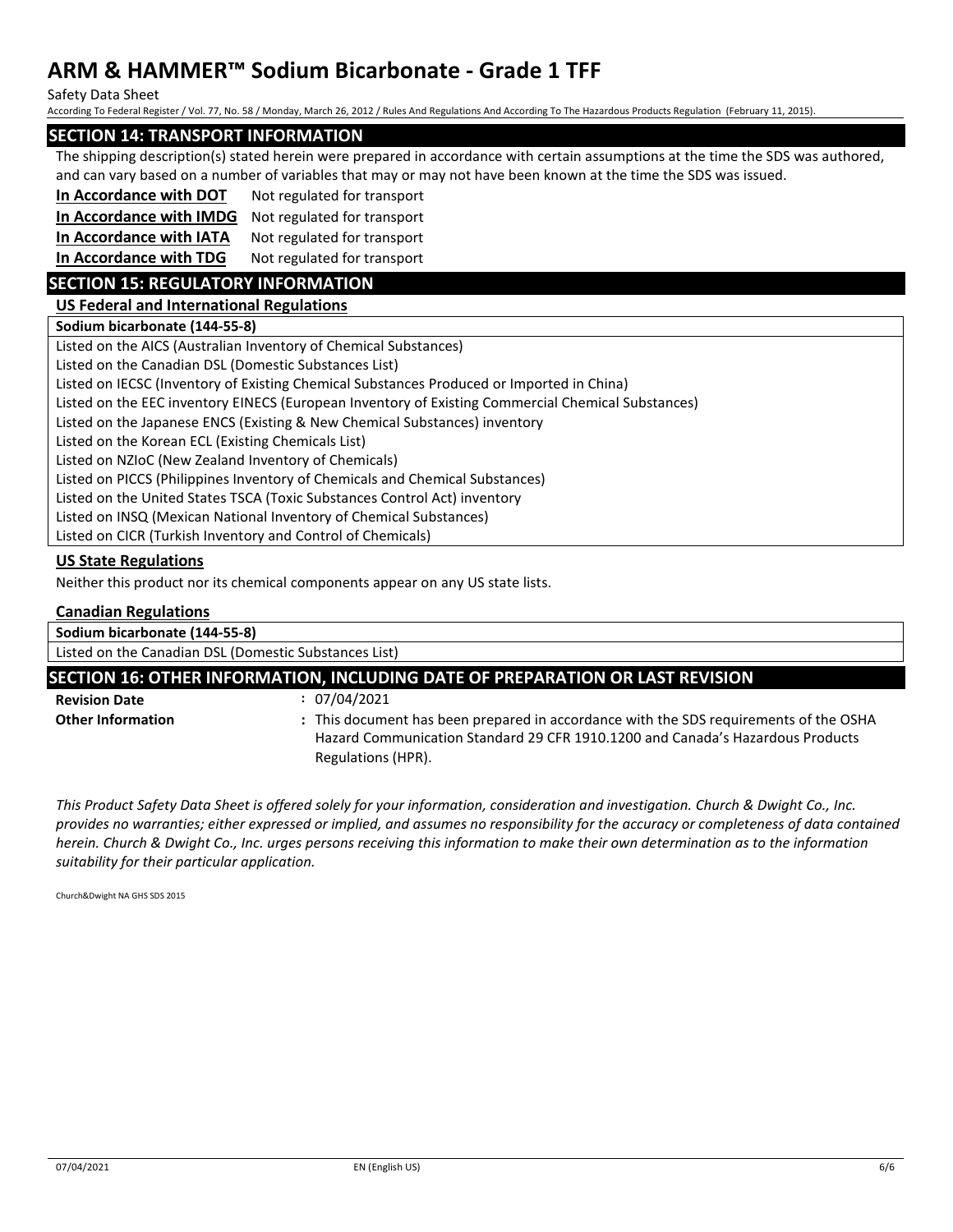## SECTION 14: TRANSPORT INFORMATION

The shipping description(s) stated herein were prepared in accordance with certain assumptions at the time the SDS was authored, and can vary based on a number of variables that may or may not have been known at the time the SDS was issued.

| | |
|---|---|
| **In Accordance with DOT** | Not regulated for transport |
| **In Accordance with IMDG** | Not regulated for transport |
| **In Accordance with IATA** | Not regulated for transport |
| **In Accordance with TDG** | Not regulated for transport |

## SECTION 15: REGULATORY INFORMATION

### US Federal and International Regulations

| **Sodium bicarbonate (144-55-8)** |
|---|
| Listed on the AICS (Australian Inventory of Chemical Substances) |
| Listed on the Canadian DSL (Domestic Substances List) |
| Listed on IECSC (Inventory of Existing Chemical Substances Produced or Imported in China) |
| Listed on the EEC inventory EINECS (European Inventory of Existing Commercial Chemical Substances) |
| Listed on the Japanese ENCS (Existing & New Chemical Substances) inventory |
| Listed on the Korean ECL (Existing Chemicals List) |
| Listed on NZIoC (New Zealand Inventory of Chemicals) |
| Listed on PICCS (Philippines Inventory of Chemicals and Chemical Substances) |
| Listed on the United States TSCA (Toxic Substances Control Act) inventory |
| Listed on INSQ (Mexican National Inventory of Chemical Substances) |
| Listed on CICR (Turkish Inventory and Control of Chemicals) |

### US State Regulations

Neither this product nor its chemical components appear on any US state lists.

### Canadian Regulations

| **Sodium bicarbonate (144-55-8)** |
|---|
| Listed on the Canadian DSL (Domestic Substances List) |

## SECTION 16: OTHER INFORMATION, INCLUDING DATE OF PREPARATION OR LAST REVISION

| | |
|---|---|
| **Revision Date** | : 07/04/2021 |
| **Other Information** | : This document has been prepared in accordance with the SDS requirements of the OSHA Hazard Communication Standard 29 CFR 1910.1200 and Canada's Hazardous Products Regulations (HPR). |

*This Product Safety Data Sheet is offered solely for your information, consideration and investigation. Church & Dwight Co., Inc. provides no warranties; either expressed or implied, and assumes no responsibility for the accuracy or completeness of data contained herein. Church & Dwight Co., Inc. urges persons receiving this information to make their own determination as to the information suitability for their particular application.*

Church&Dwight NA GHS SDS 2015